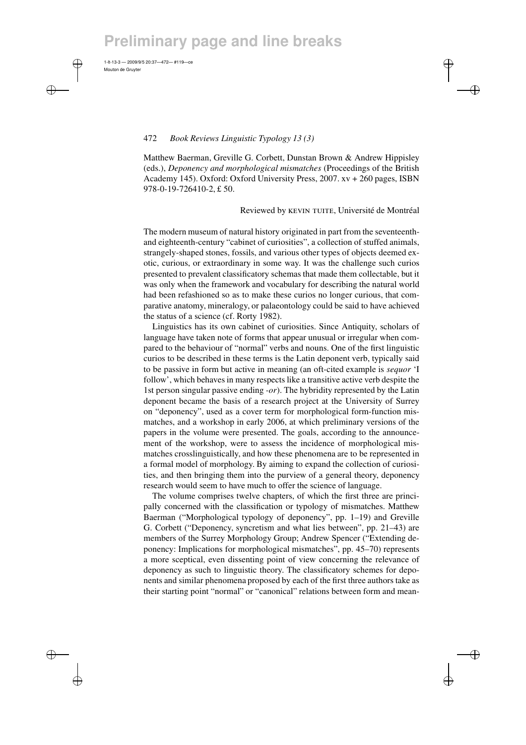Matthew Baerman, Greville G. Corbett, Dunstan Brown & Andrew Hippisley (eds.), *Deponency and morphological mismatches* (Proceedings of the British Academy 145). Oxford: Oxford University Press, 2007. xv + 260 pages, ISBN 978-0-19-726410-2, £ 50.

Reviewed by KEVIN TUITE, Université de Montréal

The modern museum of natural history originated in part from the seventeenth- and eighteenth-century "cabinet of curiosities", a collection of stuffed animals, strangely-shaped stones, fossils, and various other types of objects deemed exotic, curious, or extraordinary in some way. It was the challenge such curios presented to prevalent classificatory schemas that made them collectable, but it was only when the framework and vocabulary for describing the natural world had been refashioned so as to make these curios no longer curious, that comparative anatomy, mineralogy, or palaeontology could be said to have achieved the status of a science (cf. Rorty 1982).

Linguistics has its own cabinet of curiosities. Since Antiquity, scholars of language have taken note of forms that appear unusual or irregular when compared to the behaviour of "normal" verbs and nouns. One of the first linguistic curios to be described in these terms is the Latin deponent verb, typically said to be passive in form but active in meaning (an oft-cited example is *sequor* 'I follow', which behaves in many respects like a transitive active verb despite the 1st person singular passive ending *-or*). The hybridity represented by the Latin deponent became the basis of a research project at the University of Surrey on "deponency", used as a cover term for morphological form-function mismatches, and a workshop in early 2006, at which preliminary versions of the papers in the volume were presented. The goals, according to the announcement of the workshop, were to assess the incidence of morphological mismatches crosslinguistically, and how these phenomena are to be represented in a formal model of morphology. By aiming to expand the collection of curiosities, and then bringing them into the purview of a general theory, deponency research would seem to have much to offer the science of language.

The volume comprises twelve chapters, of which the first three are principally concerned with the classification or typology of mismatches. Matthew Baerman ("Morphological typology of deponency", pp. 1–19) and Greville G. Corbett ("Deponency, syncretism and what lies between", pp. 21–43) are members of the Surrey Morphology Group; Andrew Spencer ("Extending deponency: Implications for morphological mismatches", pp. 45–70) represents a more sceptical, even dissenting point of view concerning the relevance of deponency as such to linguistic theory. The classificatory schemes for deponents and similar phenomena proposed by each of the first three authors take as their starting point "normal" or "canonical" relations between form and mean-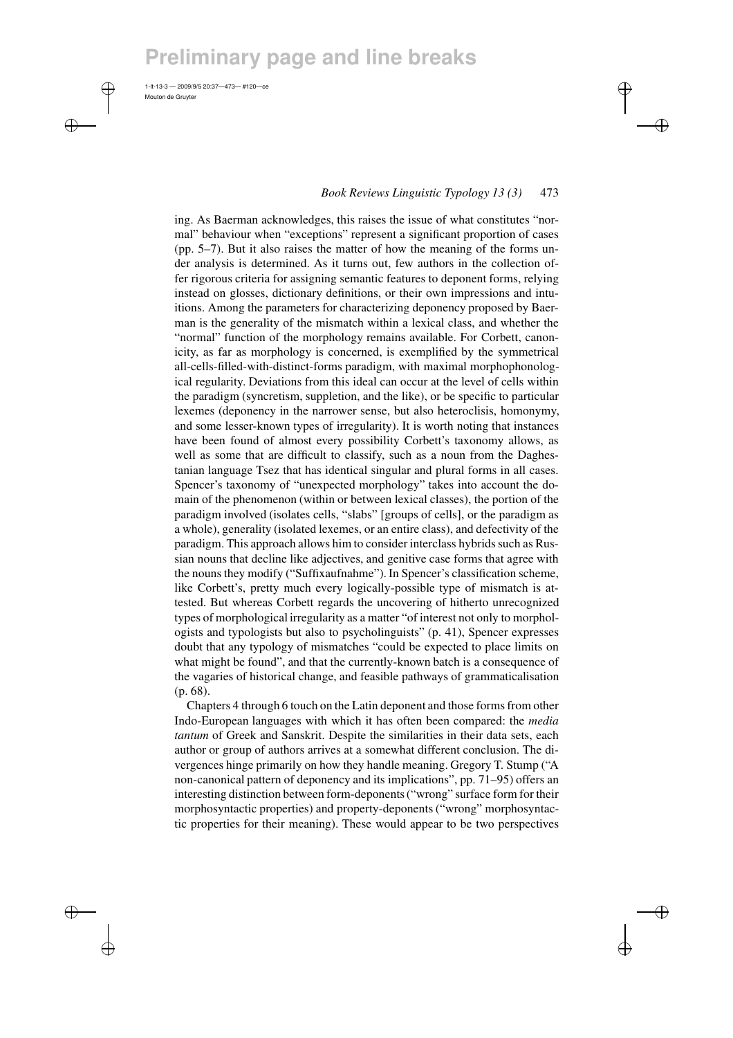ing. As Baerman acknowledges, this raises the issue of what constitutes "normal" behaviour when "exceptions" represent a significant proportion of cases (pp. 5–7). But it also raises the matter of how the meaning of the forms under analysis is determined. As it turns out, few authors in the collection offer rigorous criteria for assigning semantic features to deponent forms, relying instead on glosses, dictionary definitions, or their own impressions and intuitions. Among the parameters for characterizing deponency proposed by Baerman is the generality of the mismatch within a lexical class, and whether the "normal" function of the morphology remains available. For Corbett, canonicity, as far as morphology is concerned, is exemplified by the symmetrical all-cells-filled-with-distinct-forms paradigm, with maximal morphophonological regularity. Deviations from this ideal can occur at the level of cells within the paradigm (syncretism, suppletion, and the like), or be specific to particular lexemes (deponency in the narrower sense, but also heteroclisis, homonymy, and some lesser-known types of irregularity). It is worth noting that instances have been found of almost every possibility Corbett's taxonomy allows, as well as some that are difficult to classify, such as a noun from the Daghestanian language Tsez that has identical singular and plural forms in all cases. Spencer's taxonomy of "unexpected morphology" takes into account the domain of the phenomenon (within or between lexical classes), the portion of the paradigm involved (isolates cells, "slabs" [groups of cells], or the paradigm as a whole), generality (isolated lexemes, or an entire class), and defectivity of the paradigm. This approach allows him to consider interclass hybrids such as Russian nouns that decline like adjectives, and genitive case forms that agree with the nouns they modify ("Suffixaufnahme"). In Spencer's classification scheme, like Corbett's, pretty much every logically-possible type of mismatch is attested. But whereas Corbett regards the uncovering of hitherto unrecognized types of morphological irregularity as a matter "of interest not only to morphologists and typologists but also to psycholinguists" (p. 41), Spencer expresses doubt that any typology of mismatches "could be expected to place limits on what might be found", and that the currently-known batch is a consequence of the vagaries of historical change, and feasible pathways of grammaticalisation (p. 68).

Chapters 4 through 6 touch on the Latin deponent and those forms from other Indo-European languages with which it has often been compared: the *media tantum* of Greek and Sanskrit. Despite the similarities in their data sets, each author or group of authors arrives at a somewhat different conclusion. The divergences hinge primarily on how they handle meaning. Gregory T. Stump ("A non-canonical pattern of deponency and its implications", pp. 71–95) offers an interesting distinction between form-deponents ("wrong" surface form for their morphosyntactic properties) and property-deponents ("wrong" morphosyntactic properties for their meaning). These would appear to be two perspectives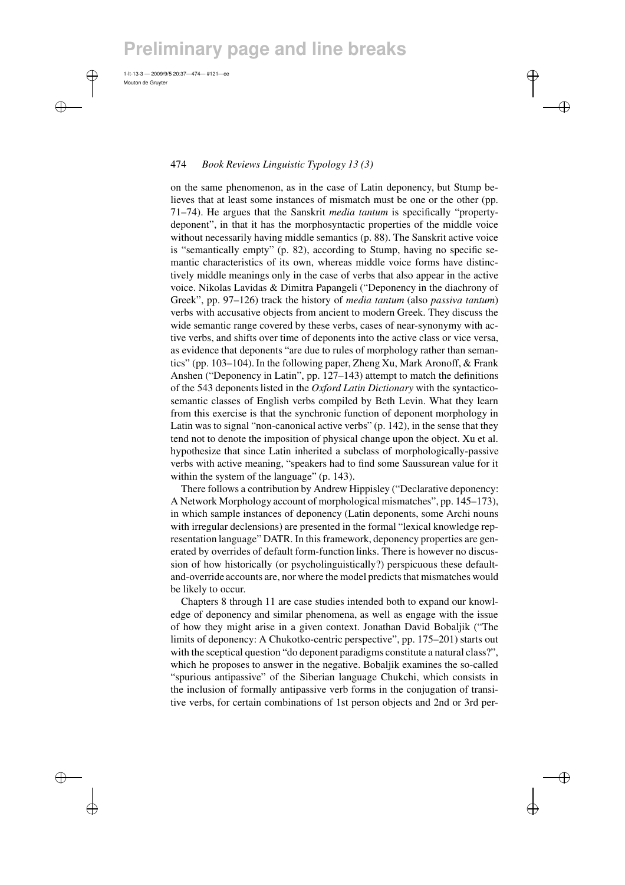on the same phenomenon, as in the case of Latin deponency, but Stump believes that at least some instances of mismatch must be one or the other (pp. 71–74). He argues that the Sanskrit *media tantum* is specifically "property-deponent", in that it has the morphosyntactic properties of the middle voice without necessarily having middle semantics (p. 88). The Sanskrit active voice is "semantically empty" (p. 82), according to Stump, having no specific semantic characteristics of its own, whereas middle voice forms have distinctively middle meanings only in the case of verbs that also appear in the active voice. Nikolas Lavidas & Dimitra Papangeli ("Deponency in the diachrony of Greek", pp. 97–126) track the history of *media tantum* (also *passiva tantum*) verbs with accusative objects from ancient to modern Greek. They discuss the wide semantic range covered by these verbs, cases of near-synonymy with active verbs, and shifts over time of deponents into the active class or vice versa, as evidence that deponents "are due to rules of morphology rather than semantics" (pp. 103–104). In the following paper, Zheng Xu, Mark Aronoff, & Frank Anshen ("Deponency in Latin", pp. 127–143) attempt to match the definitions of the 543 deponents listed in the *Oxford Latin Dictionary* with the syntactico-semantic classes of English verbs compiled by Beth Levin. What they learn from this exercise is that the synchronic function of deponent morphology in Latin was to signal "non-canonical active verbs" (p. 142), in the sense that they tend not to denote the imposition of physical change upon the object. Xu et al. hypothesize that since Latin inherited a subclass of morphologically-passive verbs with active meaning, "speakers had to find some Saussurean value for it within the system of the language" (p. 143).

There follows a contribution by Andrew Hippisley ("Declarative deponency: A Network Morphology account of morphological mismatches", pp. 145–173), in which sample instances of deponency (Latin deponents, some Archi nouns with irregular declensions) are presented in the formal "lexical knowledge representation language" DATR. In this framework, deponency properties are generated by overrides of default form-function links. There is however no discussion of how historically (or psycholinguistically?) perspicuous these default-and-override accounts are, nor where the model predicts that mismatches would be likely to occur.

Chapters 8 through 11 are case studies intended both to expand our knowledge of deponency and similar phenomena, as well as engage with the issue of how they might arise in a given context. Jonathan David Bobaljik ("The limits of deponency: A Chukotko-centric perspective", pp. 175–201) starts out with the sceptical question "do deponent paradigms constitute a natural class?", which he proposes to answer in the negative. Bobaljik examines the so-called "spurious antipassive" of the Siberian language Chukchi, which consists in the inclusion of formally antipassive verb forms in the conjugation of transitive verbs, for certain combinations of 1st person objects and 2nd or 3rd per-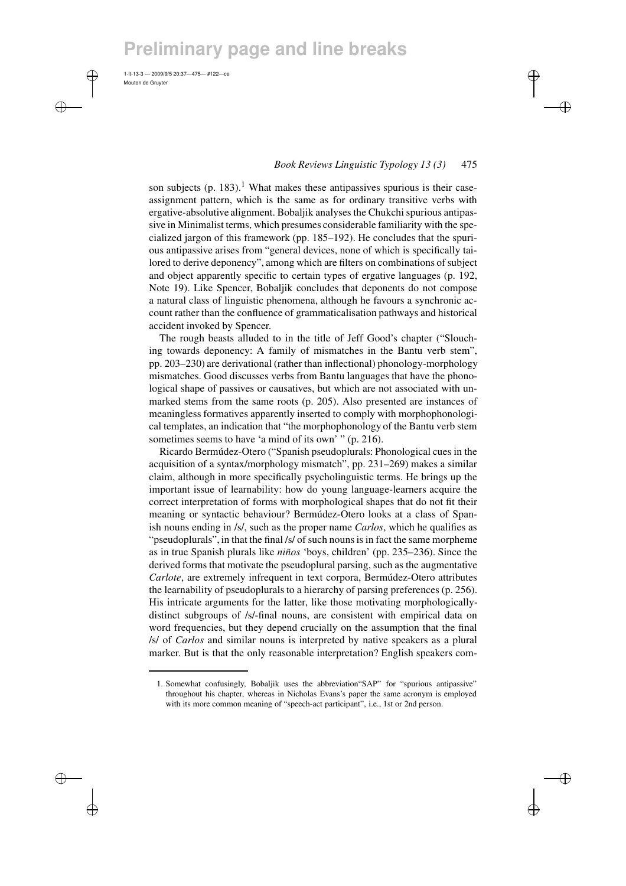son subjects (p. 183).[1] What makes these antipassives spurious is their case-assignment pattern, which is the same as for ordinary transitive verbs with ergative-absolutive alignment. Bobaljik analyses the Chukchi spurious antipassive in Minimalist terms, which presumes considerable familiarity with the specialized jargon of this framework (pp. 185–192). He concludes that the spurious antipassive arises from "general devices, none of which is specifically tailored to derive deponency", among which are filters on combinations of subject and object apparently specific to certain types of ergative languages (p. 192, Note 19). Like Spencer, Bobaljik concludes that deponents do not compose a natural class of linguistic phenomena, although he favours a synchronic account rather than the confluence of grammaticalisation pathways and historical accident invoked by Spencer.

The rough beasts alluded to in the title of Jeff Good's chapter ("Slouching towards deponency: A family of mismatches in the Bantu verb stem", pp. 203–230) are derivational (rather than inflectional) phonology-morphology mismatches. Good discusses verbs from Bantu languages that have the phonological shape of passives or causatives, but which are not associated with unmarked stems from the same roots (p. 205). Also presented are instances of meaningless formatives apparently inserted to comply with morphophonological templates, an indication that "the morphophonology of the Bantu verb stem sometimes seems to have 'a mind of its own' " (p. 216).

Ricardo Bermúdez-Otero ("Spanish pseudoplurals: Phonological cues in the acquisition of a syntax/morphology mismatch", pp. 231–269) makes a similar claim, although in more specifically psycholinguistic terms. He brings up the important issue of learnability: how do young language-learners acquire the correct interpretation of forms with morphological shapes that do not fit their meaning or syntactic behaviour? Bermúdez-Otero looks at a class of Spanish nouns ending in /s/, such as the proper name *Carlos*, which he qualifies as "pseudoplurals", in that the final /s/ of such nouns is in fact the same morpheme as in true Spanish plurals like *niños* 'boys, children' (pp. 235–236). Since the derived forms that motivate the pseudoplural parsing, such as the augmentative *Carlote*, are extremely infrequent in text corpora, Bermúdez-Otero attributes the learnability of pseudoplurals to a hierarchy of parsing preferences (p. 256). His intricate arguments for the latter, like those motivating morphologically-distinct subgroups of /s/-final nouns, are consistent with empirical data on word frequencies, but they depend crucially on the assumption that the final /s/ of *Carlos* and similar nouns is interpreted by native speakers as a plural marker. But is that the only reasonable interpretation? English speakers com-

1. Somewhat confusingly, Bobaljik uses the abbreviation "SAP" for "spurious antipassive" throughout his chapter, whereas in Nicholas Evans's paper the same acronym is employed with its more common meaning of "speech-act participant", i.e., 1st or 2nd person.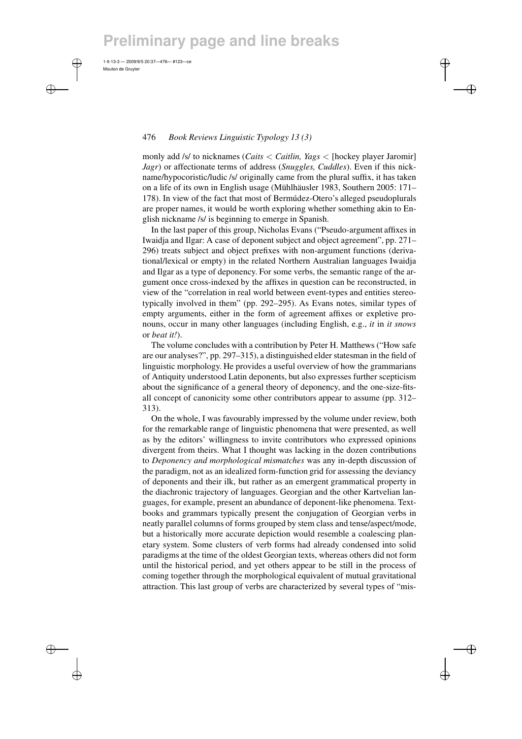monly add /s/ to nicknames (*Caits* < *Caitlin, Yags* < [hockey player Jaromir] *Jagr*) or affectionate terms of address (*Snuggles, Cuddles*). Even if this nickname/hypocoristic/ludic /s/ originally came from the plural suffix, it has taken on a life of its own in English usage (Mühlhäusler 1983, Southern 2005: 171–178). In view of the fact that most of Bermúdez-Otero's alleged pseudoplurals are proper names, it would be worth exploring whether something akin to English nickname /s/ is beginning to emerge in Spanish.

In the last paper of this group, Nicholas Evans ("Pseudo-argument affixes in Iwaidja and Ilgar: A case of deponent subject and object agreement", pp. 271–296) treats subject and object prefixes with non-argument functions (derivational/lexical or empty) in the related Northern Australian languages Iwaidja and Ilgar as a type of deponency. For some verbs, the semantic range of the argument once cross-indexed by the affixes in question can be reconstructed, in view of the "correlation in real world between event-types and entities stereotypically involved in them" (pp. 292–295). As Evans notes, similar types of empty arguments, either in the form of agreement affixes or expletive pronouns, occur in many other languages (including English, e.g., *it* in *it snows* or *beat it!*).

The volume concludes with a contribution by Peter H. Matthews ("How safe are our analyses?", pp. 297–315), a distinguished elder statesman in the field of linguistic morphology. He provides a useful overview of how the grammarians of Antiquity understood Latin deponents, but also expresses further scepticism about the significance of a general theory of deponency, and the one-size-fits-all concept of canonicity some other contributors appear to assume (pp. 312–313).

On the whole, I was favourably impressed by the volume under review, both for the remarkable range of linguistic phenomena that were presented, as well as by the editors' willingness to invite contributors who expressed opinions divergent from theirs. What I thought was lacking in the dozen contributions to *Deponency and morphological mismatches* was any in-depth discussion of the paradigm, not as an idealized form-function grid for assessing the deviancy of deponents and their ilk, but rather as an emergent grammatical property in the diachronic trajectory of languages. Georgian and the other Kartvelian languages, for example, present an abundance of deponent-like phenomena. Textbooks and grammars typically present the conjugation of Georgian verbs in neatly parallel columns of forms grouped by stem class and tense/aspect/mode, but a historically more accurate depiction would resemble a coalescing planetary system. Some clusters of verb forms had already condensed into solid paradigms at the time of the oldest Georgian texts, whereas others did not form until the historical period, and yet others appear to be still in the process of coming together through the morphological equivalent of mutual gravitational attraction. This last group of verbs are characterized by several types of "mis-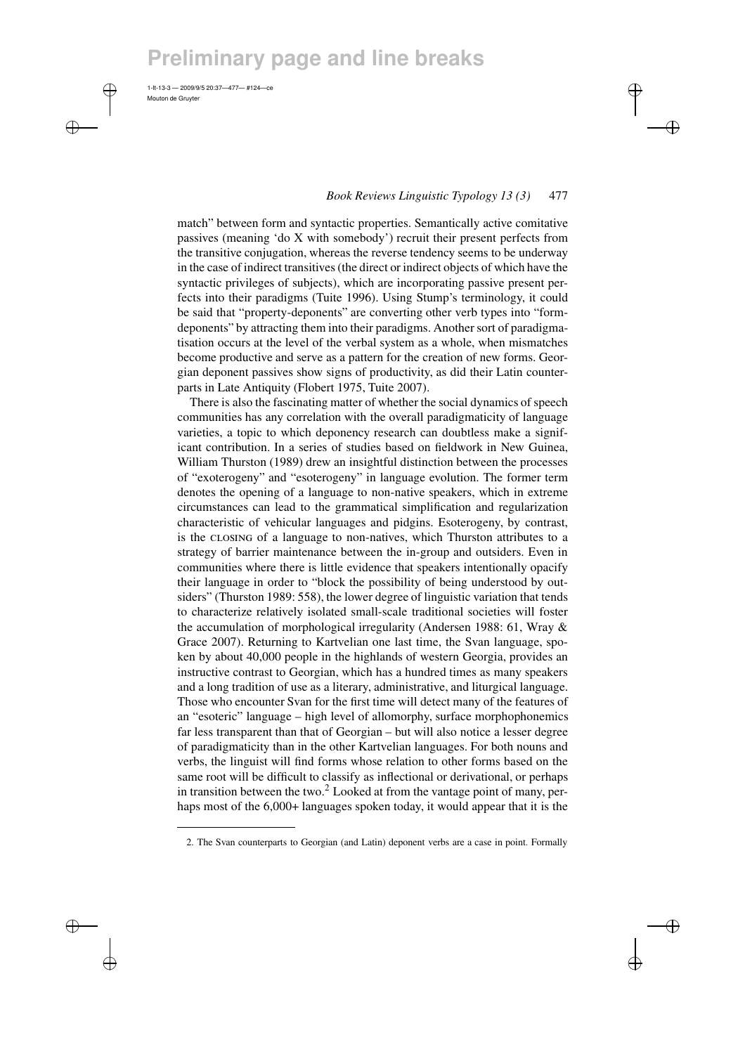match" between form and syntactic properties. Semantically active comitative passives (meaning 'do X with somebody') recruit their present perfects from the transitive conjugation, whereas the reverse tendency seems to be underway in the case of indirect transitives (the direct or indirect objects of which have the syntactic privileges of subjects), which are incorporating passive present perfects into their paradigms (Tuite 1996). Using Stump's terminology, it could be said that "property-deponents" are converting other verb types into "form-deponents" by attracting them into their paradigms. Another sort of paradigmatisation occurs at the level of the verbal system as a whole, when mismatches become productive and serve as a pattern for the creation of new forms. Georgian deponent passives show signs of productivity, as did their Latin counterparts in Late Antiquity (Flobert 1975, Tuite 2007).

There is also the fascinating matter of whether the social dynamics of speech communities has any correlation with the overall paradigmaticity of language varieties, a topic to which deponency research can doubtless make a significant contribution. In a series of studies based on fieldwork in New Guinea, William Thurston (1989) drew an insightful distinction between the processes of "exoterogeny" and "esoterogeny" in language evolution. The former term denotes the opening of a language to non-native speakers, which in extreme circumstances can lead to the grammatical simplification and regularization characteristic of vehicular languages and pidgins. Esoterogeny, by contrast, is the CLOSING of a language to non-natives, which Thurston attributes to a strategy of barrier maintenance between the in-group and outsiders. Even in communities where there is little evidence that speakers intentionally opacify their language in order to "block the possibility of being understood by outsiders" (Thurston 1989: 558), the lower degree of linguistic variation that tends to characterize relatively isolated small-scale traditional societies will foster the accumulation of morphological irregularity (Andersen 1988: 61, Wray & Grace 2007). Returning to Kartvelian one last time, the Svan language, spoken by about 40,000 people in the highlands of western Georgia, provides an instructive contrast to Georgian, which has a hundred times as many speakers and a long tradition of use as a literary, administrative, and liturgical language. Those who encounter Svan for the first time will detect many of the features of an "esoteric" language – high level of allomorphy, surface morphophonemics far less transparent than that of Georgian – but will also notice a lesser degree of paradigmaticity than in the other Kartvelian languages. For both nouns and verbs, the linguist will find forms whose relation to other forms based on the same root will be difficult to classify as inflectional or derivational, or perhaps in transition between the two.[2] Looked at from the vantage point of many, perhaps most of the 6,000+ languages spoken today, it would appear that it is the

2. The Svan counterparts to Georgian (and Latin) deponent verbs are a case in point. Formally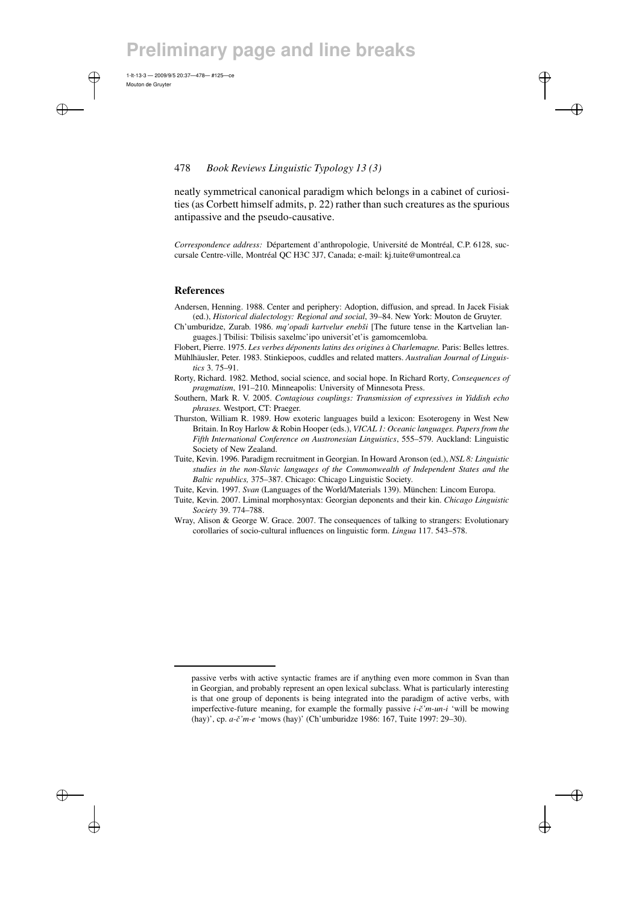neatly symmetrical canonical paradigm which belongs in a cabinet of curiosities (as Corbett himself admits, p. 22) rather than such creatures as the spurious antipassive and the pseudo-causative.

*Correspondence address:* Département d'anthropologie, Université de Montréal, C.P. 6128, succursale Centre-ville, Montréal QC H3C 3J7, Canada; e-mail: kj.tuite@umontreal.ca

## References

Andersen, Henning. 1988. Center and periphery: Adoption, diffusion, and spread. In Jacek Fisiak (ed.), *Historical dialectology: Regional and social*, 39–84. New York: Mouton de Gruyter.

Ch'umburidze, Zurab. 1986. *mq'opadi kartvelur enebši* [The future tense in the Kartvelian languages.] Tbilisi: Tbilisis saxelmc'ipo universit'et'is gamomcemloba.

Flobert, Pierre. 1975. *Les verbes déponents latins des origines à Charlemagne.* Paris: Belles lettres.

Mühlhäusler, Peter. 1983. Stinkiepoos, cuddles and related matters. *Australian Journal of Linguistics* 3. 75–91.

Rorty, Richard. 1982. Method, social science, and social hope. In Richard Rorty, *Consequences of pragmatism*, 191–210. Minneapolis: University of Minnesota Press.

Southern, Mark R. V. 2005. *Contagious couplings: Transmission of expressives in Yiddish echo phrases.* Westport, CT: Praeger.

Thurston, William R. 1989. How exoteric languages build a lexicon: Esoterogeny in West New Britain. In Roy Harlow & Robin Hooper (eds.), *VICAL 1: Oceanic languages. Papers from the Fifth International Conference on Austronesian Linguistics*, 555–579. Auckland: Linguistic Society of New Zealand.

Tuite, Kevin. 1996. Paradigm recruitment in Georgian. In Howard Aronson (ed.), *NSL 8: Linguistic studies in the non-Slavic languages of the Commonwealth of Independent States and the Baltic republics,* 375–387. Chicago: Chicago Linguistic Society.

Tuite, Kevin. 1997. *Svan* (Languages of the World/Materials 139). München: Lincom Europa.

Tuite, Kevin. 2007. Liminal morphosyntax: Georgian deponents and their kin. *Chicago Linguistic Society* 39. 774–788.

Wray, Alison & George W. Grace. 2007. The consequences of talking to strangers: Evolutionary corollaries of socio-cultural influences on linguistic form. *Lingua* 117. 543–578.

---

passive verbs with active syntactic frames are if anything even more common in Svan than in Georgian, and probably represent an open lexical subclass. What is particularly interesting is that one group of deponents is being integrated into the paradigm of active verbs, with imperfective-future meaning, for example the formally passive *i-č'm-un-i* 'will be mowing (hay)', cp. *a-č'm-e* 'mows (hay)' (Ch'umburidze 1986: 167, Tuite 1997: 29–30).